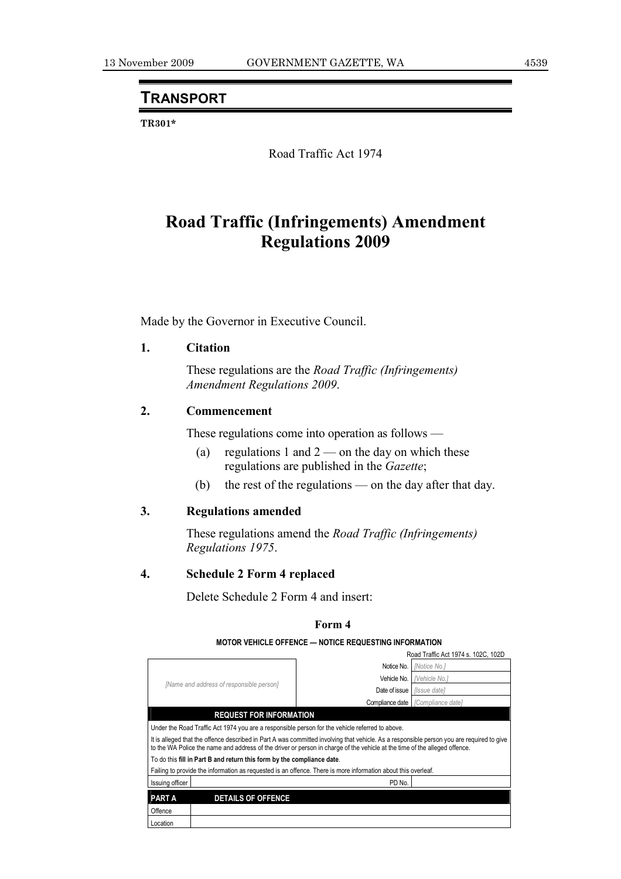## TRANSPORT

**TR301***

Road Traffic Act 1974

# Road Traffic (Infringements) Amendment Regulations 2009

Made by the Governor in Executive Council.

### 1. Citation

These regulations are the *Road Traffic (Infringements) Amendment Regulations 2009*.

### 2. Commencement

These regulations come into operation as follows —

(a) regulations 1 and 2 — on the day on which these regulations are published in the *Gazette*;

(b) the rest of the regulations — on the day after that day.

### 3. Regulations amended

These regulations amend the *Road Traffic (Infringements) Regulations 1975*.

### 4. Schedule 2 Form 4 replaced

Delete Schedule 2 Form 4 and insert:

**Form 4**

**MOTOR VEHICLE OFFENCE — NOTICE REQUESTING INFORMATION**

Road Traffic Act 1974 s. 102C, 102D

| | | |
|---|---|---|
| *[Name and address of responsible person]* | Notice No. | *[Notice No.]* |
| | Vehicle No. | *[Vehicle No.]* |
| | Date of issue | *[Issue date]* |
| | Compliance date | *[Compliance date]* |

**REQUEST FOR INFORMATION**

Under the Road Traffic Act 1974 you are a responsible person for the vehicle referred to above.

It is alleged that the offence described in Part A was committed involving that vehicle. As a responsible person you are required to give to the WA Police the name and address of the driver or person in charge of the vehicle at the time of the alleged offence.

To do this **fill in Part B and return this form by the compliance date**.

Failing to provide the information as requested is an offence. There is more information about this overleaf.

| Issuing officer | | PD No. | |
|---|---|---|---|

| **PART A** | **DETAILS OF OFFENCE** |
|---|---|
| Offence | |
| Location | |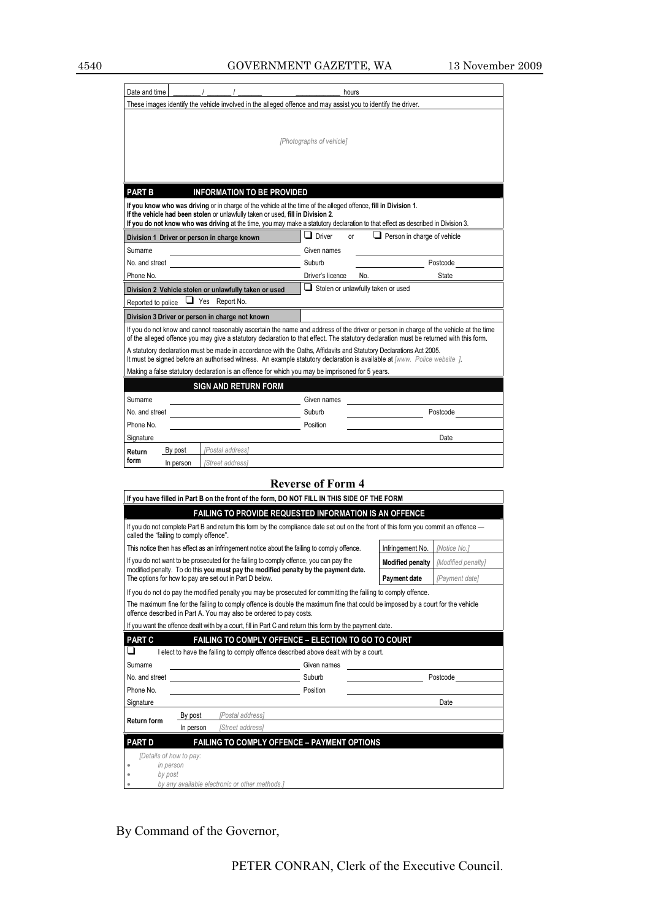| | | |
|---|---|---|
| Date and time | ________ / _______ / _______ | ____________ hours |
| These images identify the vehicle involved in the alleged offence and may assist you to identify the driver. | | |
| *[Photographs of vehicle]* | | |

**PART B INFORMATION TO BE PROVIDED**

**If you know who was driving** or in charge of the vehicle at the time of the alleged offence, **fill in Division 1**.
**If the vehicle had been stolen** or unlawfully taken or used, **fill in Division 2**.
**If you do not know who was driving** at the time, you may make a statutory declaration to that effect as described in Division 3.

| | | | | | |
|---|---|---|---|---|---|
| **Division 1 Driver or person in charge known** | | ❑ Driver or | ❑ Person in charge of vehicle | | |
| Surname | | Given names | | | |
| No. and street | | Suburb | | Postcode | |
| Phone No. | | Driver's licence | No. | State | |

| | |
|---|---|
| **Division 2 Vehicle stolen or unlawfully taken or used** | ❑ Stolen or unlawfully taken or used |
| Reported to police ❑ Yes Report No. | |

**Division 3 Driver or person in charge not known**

If you do not know and cannot reasonably ascertain the name and address of the driver or person in charge of the vehicle at the time of the alleged offence you may give a statutory declaration to that effect. The statutory declaration must be returned with this form.

A statutory declaration must be made in accordance with the Oaths, Affidavits and Statutory Declarations Act 2005.
It must be signed before an authorised witness. An example statutory declaration is available at *[www. Police website ]*.

Making a false statutory declaration is an offence for which you may be imprisoned for 5 years.

**SIGN AND RETURN FORM**

| | | | | | |
|---|---|---|---|---|---|
| Surname | | Given names | | | |
| No. and street | | Suburb | | Postcode | |
| Phone No. | | Position | | | |
| Signature | | | | Date | |
| Return form | By post | *[Postal address]* | | | |
| | In person | *[Street address]* | | | |

## Reverse of Form 4

**If you have filled in Part B on the front of the form, DO NOT FILL IN THIS SIDE OF THE FORM**

**FAILING TO PROVIDE REQUESTED INFORMATION IS AN OFFENCE**

If you do not complete Part B and return this form by the compliance date set out on the front of this form you commit an offence — called the "failing to comply offence".

| | | |
|---|---|---|
| This notice then has effect as an infringement notice about the failing to comply offence. | Infringement No. | *[Notice No.]* |
| If you do not want to be prosecuted for the failing to comply offence, you can pay the modified penalty. To do this **you must pay the modified penalty by the payment date.** | **Modified penalty** | *[Modified penalty]* |
| The options for how to pay are set out in Part D below. | **Payment date** | *[Payment date]* |

If you do not do pay the modified penalty you may be prosecuted for committing the failing to comply offence.

The maximum fine for the failing to comply offence is double the maximum fine that could be imposed by a court for the vehicle offence described in Part A. You may also be ordered to pay costs.

If you want the offence dealt with by a court, fill in Part C and return this form by the payment date.

**PART C FAILING TO COMPLY OFFENCE – ELECTION TO GO TO COURT**

❑ I elect to have the failing to comply offence described above dealt with by a court.

| | | | | | |
|---|---|---|---|---|---|
| Surname | | Given names | | | |
| No. and street | | Suburb | | Postcode | |
| Phone No. | | Position | | | |
| Signature | | | | Date | |
| Return form | By post | *[Postal address]* | | | |
| | In person | *[Street address]* | | | |

**PART D FAILING TO COMPLY OFFENCE – PAYMENT OPTIONS**

*[Details of how to pay:*
- *in person*
- *by post*
- *by any available electronic or other methods.]*

By Command of the Governor,

PETER CONRAN, Clerk of the Executive Council.